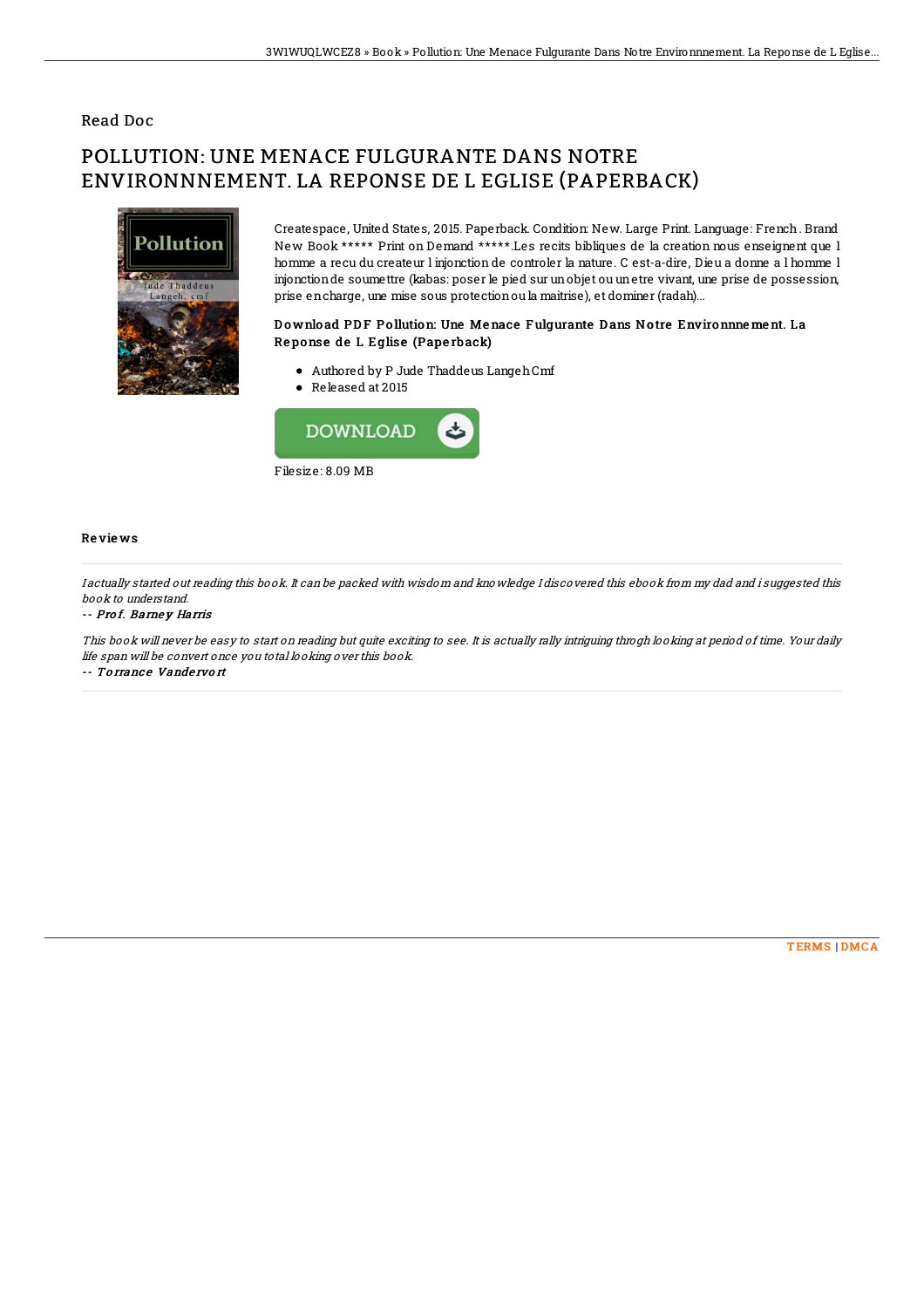Read Doc

# POLLUTION: UNE MENACE FULGURANTE DANS NOTRE ENVIRONNNEMENT. LA REPONSE DE L EGLISE (PAPERBACK)

Createspace, United States, 2015. Paperback. Condition: New. Large Print. Language: French . Brand New Book ***** Print on Demand *****.Les recits bibliques de la creation nous enseignent que l homme a recu du createur l injonction de controler la nature. C est-a-dire, Dieu a donne a l homme l injonction de soumettre (kabas: poser le pied sur un objet ou un etre vivant, une prise de possession, prise en charge, une mise sous protection ou la maitrise), et dominer (radah)...

### Download PDF Pollution: Une Menace Fulgurante Dans Notre Environnnement. La Reponse de L Eglise (Paperback)

- Authored by P Jude Thaddeus Langeh Cmf
- Released at 2015

DOWNLOAD

Filesize: 8.09 MB

## Reviews

*I actually started out reading this book. It can be packed with wisdom and knowledge I discovered this ebook from my dad and i suggested this book to understand.*

-- *Prof. Barney Harris*

*This book will never be easy to start on reading but quite exciting to see. It is actually rally intriguing throgh looking at period of time. Your daily life span will be convert once you total looking over this book.*

-- *Torrance Vandervort*

TERMS | DMCA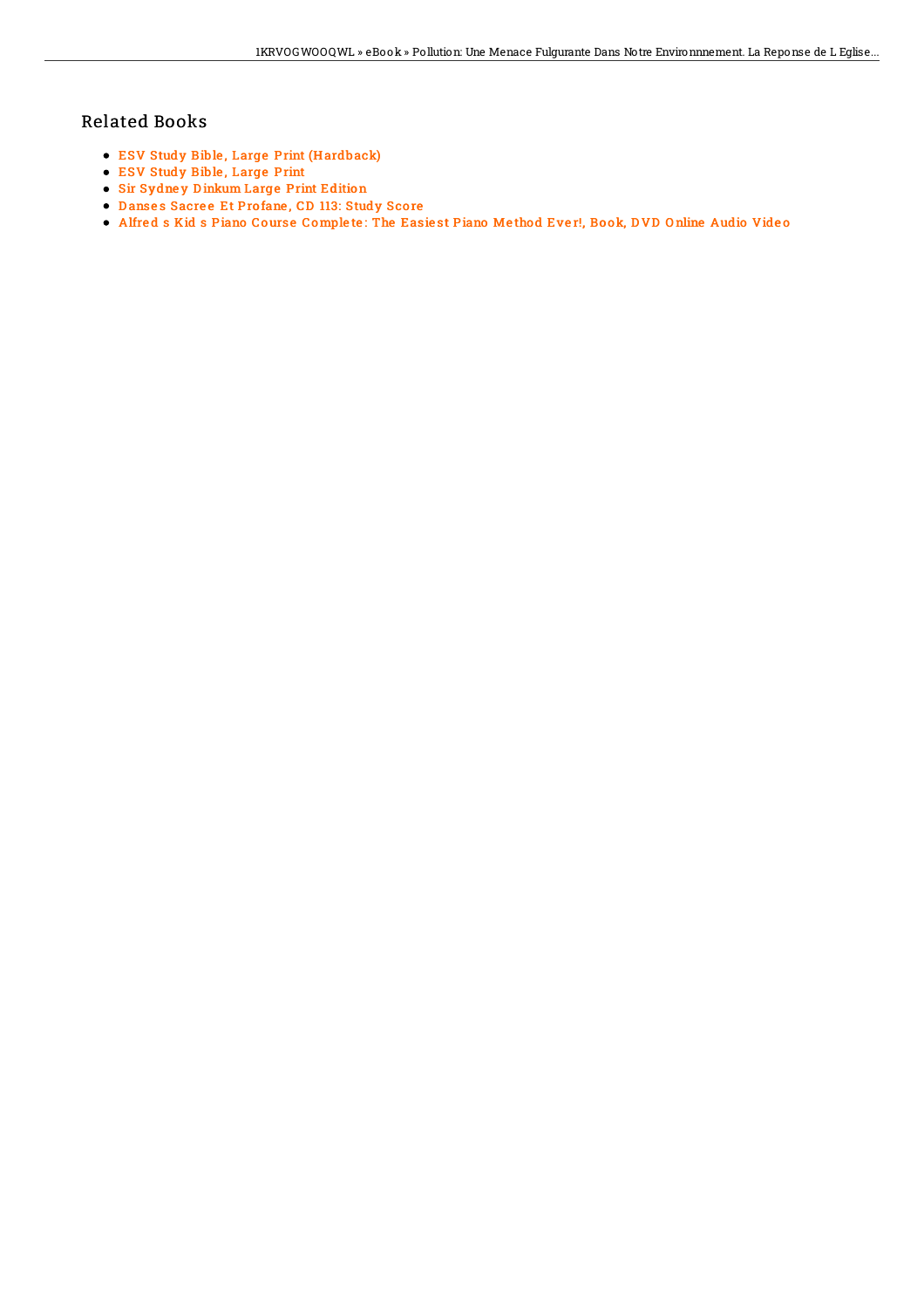## Related Books

- ESV Study Bible, Large Print (Hardback)
- ESV Study Bible, Large Print
- Sir Sydney Dinkum Large Print Edition
- Danses Sacree Et Profane, CD 113: Study Score
- Alfred s Kid s Piano Course Complete: The Easiest Piano Method Ever!, Book, DVD Online Audio Video